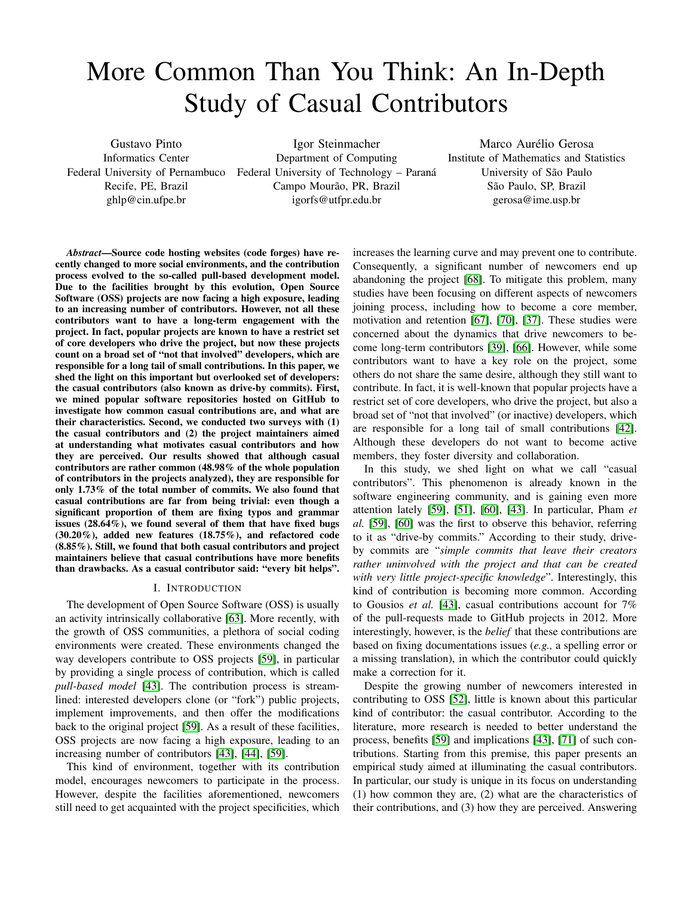# More Common Than You Think: An In-Depth Study of Casual Contributors

Gustavo Pinto
Informatics Center
Federal University of Pernambuco
Recife, PE, Brazil
ghlp@cin.ufpe.br

Igor Steinmacher
Department of Computing
Federal University of Technology – Paraná
Campo Mourão, PR, Brazil
igorfs@utfpr.edu.br

Marco Aurélio Gerosa
Institute of Mathematics and Statistics
University of São Paulo
São Paulo, SP, Brazil
gerosa@ime.usp.br

***Abstract*—Source code hosting websites (code forges) have recently changed to more social environments, and the contribution process evolved to the so-called pull-based development model. Due to the facilities brought by this evolution, Open Source Software (OSS) projects are now facing a high exposure, leading to an increasing number of contributors. However, not all these contributors want to have a long-term engagement with the project. In fact, popular projects are known to have a restrict set of core developers who drive the project, but now these projects count on a broad set of "not that involved" developers, which are responsible for a long tail of small contributions. In this paper, we shed the light on this important but overlooked set of developers: the casual contributors (also known as drive-by commits). First, we mined popular software repositories hosted on GitHub to investigate how common casual contributions are, and what are their characteristics. Second, we conducted two surveys with (1) the casual contributors and (2) the project maintainers aimed at understanding what motivates casual contributors and how they are perceived. Our results showed that although casual contributors are rather common (48.98% of the whole population of contributors in the projects analyzed), they are responsible for only 1.73% of the total number of commits. We also found that casual contributions are far from being trivial: even though a significant proportion of them are fixing typos and grammar issues (28.64%), we found several of them that have fixed bugs (30.20%), added new features (18.75%), and refactored code (8.85%). Still, we found that both casual contributors and project maintainers believe that casual contributions have more benefits than drawbacks. As a casual contributor said: "every bit helps".**

## I. Introduction

The development of Open Source Software (OSS) is usually an activity intrinsically collaborative [63]. More recently, with the growth of OSS communities, a plethora of social coding environments were created. These environments changed the way developers contribute to OSS projects [59], in particular by providing a single process of contribution, which is called *pull-based model* [43]. The contribution process is streamlined: interested developers clone (or "fork") public projects, implement improvements, and then offer the modifications back to the original project [59]. As a result of these facilities, OSS projects are now facing a high exposure, leading to an increasing number of contributors [43], [44], [59].

This kind of environment, together with its contribution model, encourages newcomers to participate in the process. However, despite the facilities aforementioned, newcomers still need to get acquainted with the project specificities, which increases the learning curve and may prevent one to contribute. Consequently, a significant number of newcomers end up abandoning the project [68]. To mitigate this problem, many studies have been focusing on different aspects of newcomers joining process, including how to become a core member, motivation and retention [67], [70], [37]. These studies were concerned about the dynamics that drive newcomers to become long-term contributors [39], [66]. However, while some contributors want to have a key role on the project, some others do not share the same desire, although they still want to contribute. In fact, it is well-known that popular projects have a restrict set of core developers, who drive the project, but also a broad set of "not that involved" (or inactive) developers, which are responsible for a long tail of small contributions [42]. Although these developers do not want to become active members, they foster diversity and collaboration.

In this study, we shed light on what we call "casual contributors". This phenomenon is already known in the software engineering community, and is gaining even more attention lately [59], [51], [60], [43]. In particular, Pham *et al.* [59], [60] was the first to observe this behavior, referring to it as "drive-by commits." According to their study, drive-by commits are "*simple commits that leave their creators rather uninvolved with the project and that can be created with very little project-specific knowledge*". Interestingly, this kind of contribution is becoming more common. According to Gousios *et al.* [43], casual contributions account for 7% of the pull-requests made to GitHub projects in 2012. More interestingly, however, is the *belief* that these contributions are based on fixing documentations issues (*e.g.,* a spelling error or a missing translation), in which the contributor could quickly make a correction for it.

Despite the growing number of newcomers interested in contributing to OSS [52], little is known about this particular kind of contributor: the casual contributor. According to the literature, more research is needed to better understand the process, benefits [59] and implications [43], [71] of such contributions. Starting from this premise, this paper presents an empirical study aimed at illuminating the casual contributors. In particular, our study is unique in its focus on understanding (1) how common they are, (2) what are the characteristics of their contributions, and (3) how they are perceived. Answering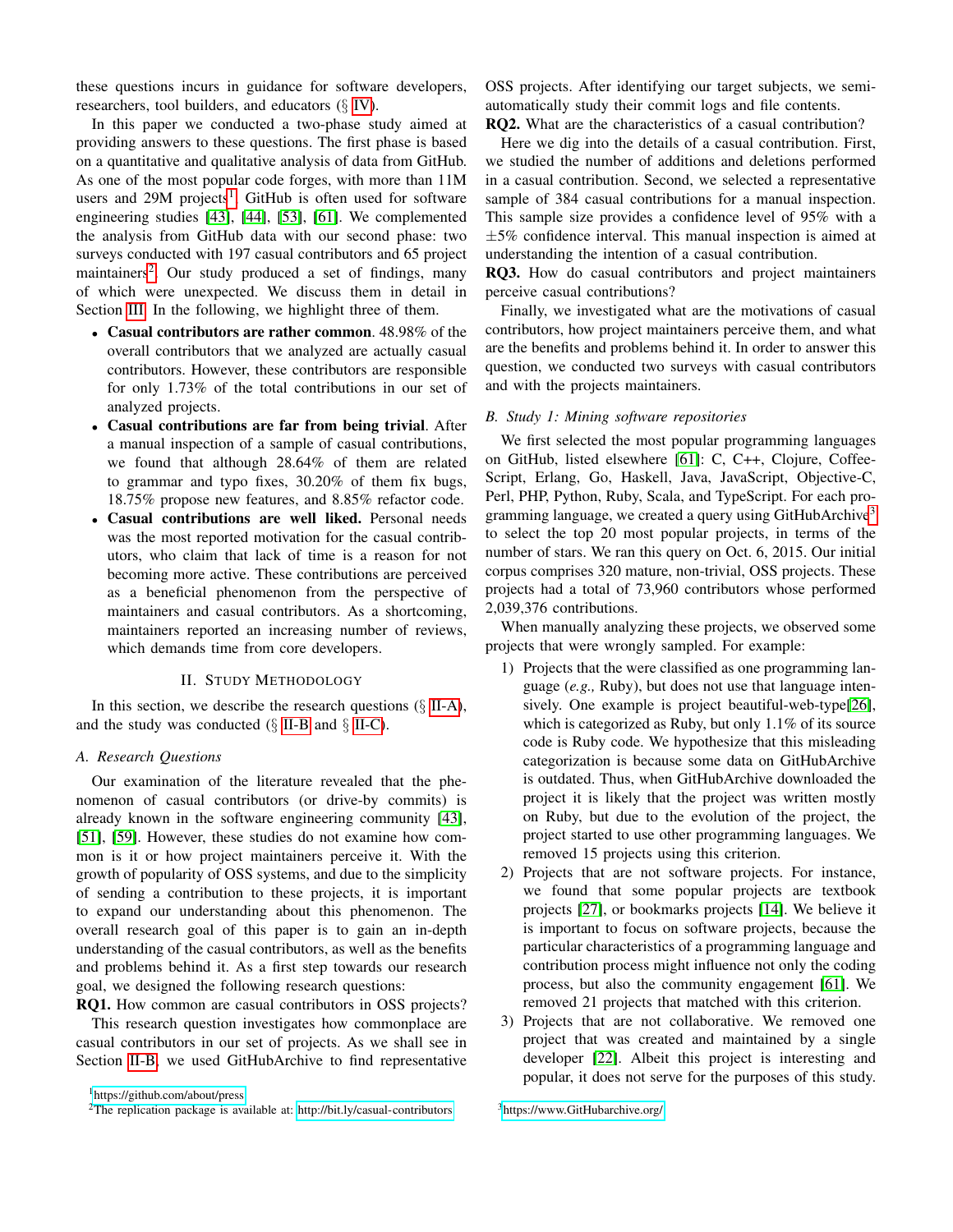these questions incurs in guidance for software developers, researchers, tool builders, and educators (§ IV).

In this paper we conducted a two-phase study aimed at providing answers to these questions. The first phase is based on a quantitative and qualitative analysis of data from GitHub. As one of the most popular code forges, with more than 11M users and 29M projects[1], GitHub is often used for software engineering studies [43], [44], [53], [61]. We complemented the analysis from GitHub data with our second phase: two surveys conducted with 197 casual contributors and 65 project maintainers[2]. Our study produced a set of findings, many of which were unexpected. We discuss them in detail in Section III. In the following, we highlight three of them.

- **Casual contributors are rather common**. 48.98% of the overall contributors that we analyzed are actually casual contributors. However, these contributors are responsible for only 1.73% of the total contributions in our set of analyzed projects.
- **Casual contributions are far from being trivial**. After a manual inspection of a sample of casual contributions, we found that although 28.64% of them are related to grammar and typo fixes, 30.20% of them fix bugs, 18.75% propose new features, and 8.85% refactor code.
- **Casual contributions are well liked.** Personal needs was the most reported motivation for the casual contributors, who claim that lack of time is a reason for not becoming more active. These contributions are perceived as a beneficial phenomenon from the perspective of maintainers and casual contributors. As a shortcoming, maintainers reported an increasing number of reviews, which demands time from core developers.

## II. Study Methodology

In this section, we describe the research questions (§ II-A), and the study was conducted (§ II-B and § II-C).

### A. Research Questions

Our examination of the literature revealed that the phenomenon of casual contributors (or drive-by commits) is already known in the software engineering community [43], [51], [59]. However, these studies do not examine how common is it or how project maintainers perceive it. With the growth of popularity of OSS systems, and due to the simplicity of sending a contribution to these projects, it is important to expand our understanding about this phenomenon. The overall research goal of this paper is to gain an in-depth understanding of the casual contributors, as well as the benefits and problems behind it. As a first step towards our research goal, we designed the following research questions:

**RQ1.** How common are casual contributors in OSS projects?

This research question investigates how commonplace are casual contributors in our set of projects. As we shall see in Section II-B, we used GitHubArchive to find representative OSS projects. After identifying our target subjects, we semi-automatically study their commit logs and file contents.

**RQ2.** What are the characteristics of a casual contribution?

Here we dig into the details of a casual contribution. First, we studied the number of additions and deletions performed in a casual contribution. Second, we selected a representative sample of 384 casual contributions for a manual inspection. This sample size provides a confidence level of 95% with a $\pm 5\%$ confidence interval. This manual inspection is aimed at understanding the intention of a casual contribution.

**RQ3.** How do casual contributors and project maintainers perceive casual contributions?

Finally, we investigated what are the motivations of casual contributors, how project maintainers perceive them, and what are the benefits and problems behind it. In order to answer this question, we conducted two surveys with casual contributors and with the projects maintainers.

### B. Study 1: Mining software repositories

We first selected the most popular programming languages on GitHub, listed elsewhere [61]: C, C++, Clojure, CoffeeScript, Erlang, Go, Haskell, Java, JavaScript, Objective-C, Perl, PHP, Python, Ruby, Scala, and TypeScript. For each programming language, we created a query using GitHubArchive[3] to select the top 20 most popular projects, in terms of the number of stars. We ran this query on Oct. 6, 2015. Our initial corpus comprises 320 mature, non-trivial, OSS projects. These projects had a total of 73,960 contributors whose performed 2,039,376 contributions.

When manually analyzing these projects, we observed some projects that were wrongly sampled. For example:

1) Projects that the were classified as one programming language (*e.g.,* Ruby), but does not use that language intensively. One example is project beautiful-web-type[26], which is categorized as Ruby, but only 1.1% of its source code is Ruby code. We hypothesize that this misleading categorization is because some data on GitHubArchive is outdated. Thus, when GitHubArchive downloaded the project it is likely that the project was written mostly on Ruby, but due to the evolution of the project, the project started to use other programming languages. We removed 15 projects using this criterion.
2) Projects that are not software projects. For instance, we found that some popular projects are textbook projects [27], or bookmarks projects [14]. We believe it is important to focus on software projects, because the particular characteristics of a programming language and contribution process might influence not only the coding process, but also the community engagement [61]. We removed 21 projects that matched with this criterion.
3) Projects that are not collaborative. We removed one project that was created and maintained by a single developer [22]. Albeit this project is interesting and popular, it does not serve for the purposes of this study.

[1] https://github.com/about/press

[2] The replication package is available at: http://bit.ly/casual-contributors

[3] https://www.GitHubarchive.org/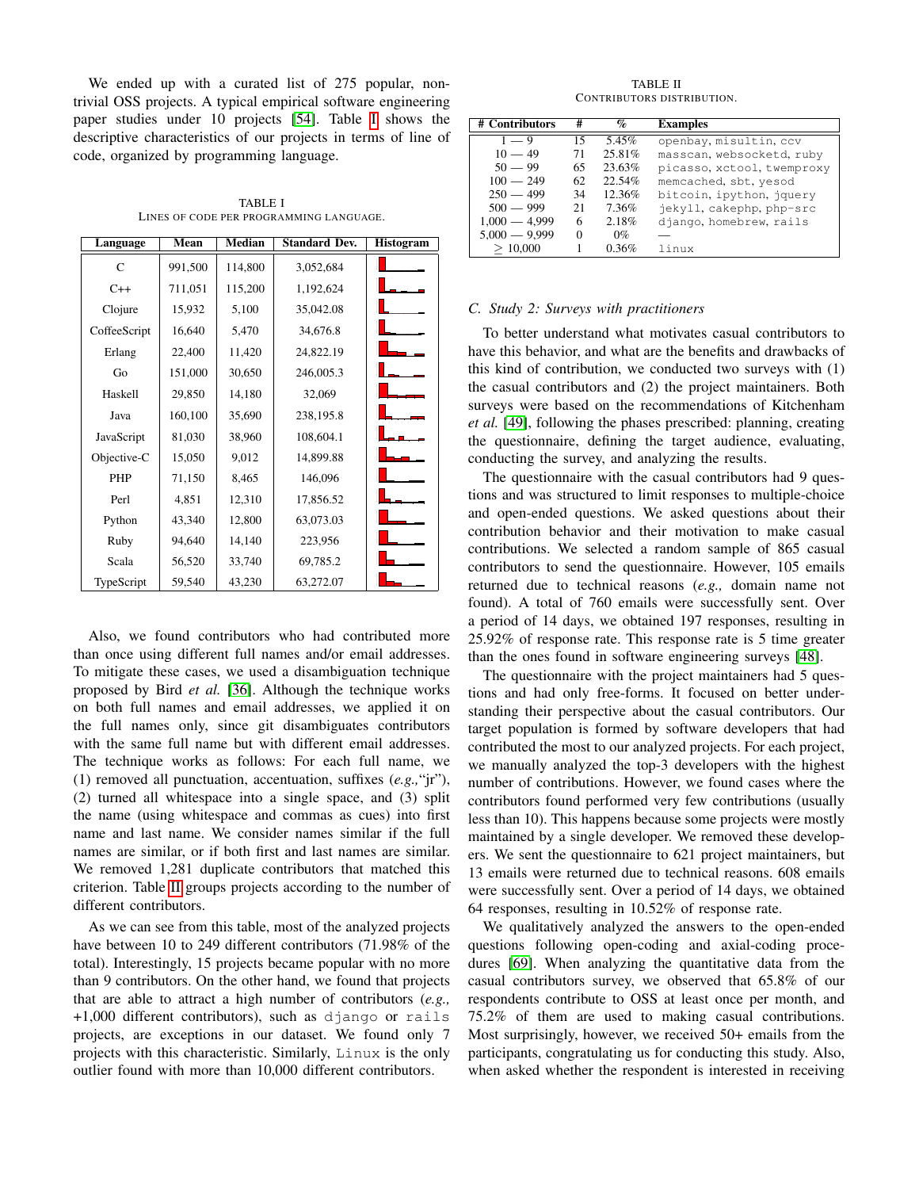We ended up with a curated list of 275 popular, non-trivial OSS projects. A typical empirical software engineering paper studies under 10 projects [54]. Table I shows the descriptive characteristics of our projects in terms of line of code, organized by programming language.

TABLE I
LINES OF CODE PER PROGRAMMING LANGUAGE.

| Language | Mean | Median | Standard Dev. | Histogram |
|---|---|---|---|---|
| C | 991,500 | 114,800 | 3,052,684 | |
| C++ | 711,051 | 115,200 | 1,192,624 | |
| Clojure | 15,932 | 5,100 | 35,042.08 | |
| CoffeeScript | 16,640 | 5,470 | 34,676.8 | |
| Erlang | 22,400 | 11,420 | 24,822.19 | |
| Go | 151,000 | 30,650 | 246,005.3 | |
| Haskell | 29,850 | 14,180 | 32,069 | |
| Java | 160,100 | 35,690 | 238,195.8 | |
| JavaScript | 81,030 | 38,960 | 108,604.1 | |
| Objective-C | 15,050 | 9,012 | 14,899.88 | |
| PHP | 71,150 | 8,465 | 146,096 | |
| Perl | 4,851 | 12,310 | 17,856.52 | |
| Python | 43,340 | 12,800 | 63,073.03 | |
| Ruby | 94,640 | 14,140 | 223,956 | |
| Scala | 56,520 | 33,740 | 69,785.2 | |
| TypeScript | 59,540 | 43,230 | 63,272.07 | |

Also, we found contributors who had contributed more than once using different full names and/or email addresses. To mitigate these cases, we used a disambiguation technique proposed by Bird *et al.* [36]. Although the technique works on both full names and email addresses, we applied it on the full names only, since git disambiguates contributors with the same full name but with different email addresses. The technique works as follows: For each full name, we (1) removed all punctuation, accentuation, suffixes (*e.g.,*"jr"), (2) turned all whitespace into a single space, and (3) split the name (using whitespace and commas as cues) into first name and last name. We consider names similar if the full names are similar, or if both first and last names are similar. We removed 1,281 duplicate contributors that matched this criterion. Table II groups projects according to the number of different contributors.

As we can see from this table, most of the analyzed projects have between 10 to 249 different contributors (71.98% of the total). Interestingly, 15 projects became popular with no more than 9 contributors. On the other hand, we found that projects that are able to attract a high number of contributors (*e.g.,* +1,000 different contributors), such as `django` or `rails` projects, are exceptions in our dataset. We found only 7 projects with this characteristic. Similarly, `Linux` is the only outlier found with more than 10,000 different contributors.

TABLE II
CONTRIBUTORS DISTRIBUTION.

| # Contributors | # | % | Examples |
|---|---|---|---|
| 1 — 9 | 15 | 5.45% | `openbay, misultin, ccv` |
| 10 — 49 | 71 | 25.81% | `masscan, websocketd, ruby` |
| 50 — 99 | 65 | 23.63% | `picasso, xctool, twemproxy` |
| 100 — 249 | 62 | 22.54% | `memcached, sbt, yesod` |
| 250 — 499 | 34 | 12.36% | `bitcoin, ipython, jquery` |
| 500 — 999 | 21 | 7.36% | `jekyll, cakephp, php-src` |
| 1,000 — 4,999 | 6 | 2.18% | `django, homebrew, rails` |
| 5,000 — 9,999 | 0 | 0% | — |
| ≥ 10,000 | 1 | 0.36% | `linux` |

### C. Study 2: Surveys with practitioners

To better understand what motivates casual contributors to have this behavior, and what are the benefits and drawbacks of this kind of contribution, we conducted two surveys with (1) the casual contributors and (2) the project maintainers. Both surveys were based on the recommendations of Kitchenham *et al.* [49], following the phases prescribed: planning, creating the questionnaire, defining the target audience, evaluating, conducting the survey, and analyzing the results.

The questionnaire with the casual contributors had 9 questions and was structured to limit responses to multiple-choice and open-ended questions. We asked questions about their contribution behavior and their motivation to make casual contributions. We selected a random sample of 865 casual contributors to send the questionnaire. However, 105 emails returned due to technical reasons (*e.g.,* domain name not found). A total of 760 emails were successfully sent. Over a period of 14 days, we obtained 197 responses, resulting in 25.92% of response rate. This response rate is 5 time greater than the ones found in software engineering surveys [48].

The questionnaire with the project maintainers had 5 questions and had only free-forms. It focused on better understanding their perspective about the casual contributors. Our target population is formed by software developers that had contributed the most to our analyzed projects. For each project, we manually analyzed the top-3 developers with the highest number of contributions. However, we found cases where the contributors found performed very few contributions (usually less than 10). This happens because some projects were mostly maintained by a single developer. We removed these developers. We sent the questionnaire to 621 project maintainers, but 13 emails were returned due to technical reasons. 608 emails were successfully sent. Over a period of 14 days, we obtained 64 responses, resulting in 10.52% of response rate.

We qualitatively analyzed the answers to the open-ended questions following open-coding and axial-coding procedures [69]. When analyzing the quantitative data from the casual contributors survey, we observed that 65.8% of our respondents contribute to OSS at least once per month, and 75.2% of them are used to making casual contributions. Most surprisingly, however, we received 50+ emails from the participants, congratulating us for conducting this study. Also, when asked whether the respondent is interested in receiving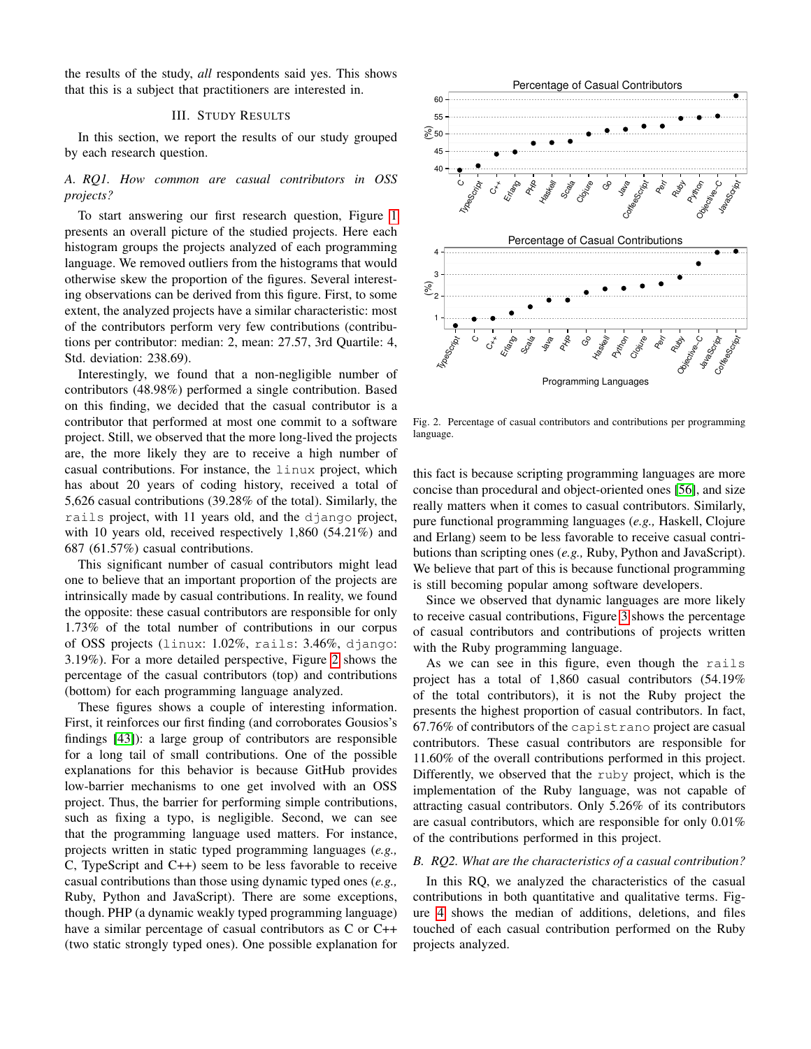the results of the study, *all* respondents said yes. This shows that this is a subject that practitioners are interested in.

## III. Study Results

In this section, we report the results of our study grouped by each research question.

### A. RQ1. How common are casual contributors in OSS projects?

To start answering our first research question, Figure 1 presents an overall picture of the studied projects. Here each histogram groups the projects analyzed of each programming language. We removed outliers from the histograms that would otherwise skew the proportion of the figures. Several interesting observations can be derived from this figure. First, to some extent, the analyzed projects have a similar characteristic: most of the contributors perform very few contributions (contributions per contributor: median: 2, mean: 27.57, 3rd Quartile: 4, Std. deviation: 238.69).

Interestingly, we found that a non-negligible number of contributors (48.98%) performed a single contribution. Based on this finding, we decided that the casual contributor is a contributor that performed at most one commit to a software project. Still, we observed that the more long-lived the projects are, the more likely they are to receive a high number of casual contributions. For instance, the `linux` project, which has about 20 years of coding history, received a total of 5,626 casual contributions (39.28% of the total). Similarly, the `rails` project, with 11 years old, and the `django` project, with 10 years old, received respectively 1,860 (54.21%) and 687 (61.57%) casual contributions.

This significant number of casual contributors might lead one to believe that an important proportion of the projects are intrinsically made by casual contributions. In reality, we found the opposite: these casual contributors are responsible for only 1.73% of the total number of contributions in our corpus of OSS projects (`linux`: 1.02%, `rails`: 3.46%, `django`: 3.19%). For a more detailed perspective, Figure 2 shows the percentage of the casual contributors (top) and contributions (bottom) for each programming language analyzed.

These figures shows a couple of interesting information. First, it reinforces our first finding (and corroborates Gousios's findings [43]): a large group of contributors are responsible for a long tail of small contributions. One of the possible explanations for this behavior is because GitHub provides low-barrier mechanisms to one get involved with an OSS project. Thus, the barrier for performing simple contributions, such as fixing a typo, is negligible. Second, we can see that the programming language used matters. For instance, projects written in static typed programming languages (*e.g.,* C, TypeScript and C++) seem to be less favorable to receive casual contributions than those using dynamic typed ones (*e.g.,* Ruby, Python and JavaScript). There are some exceptions, though. PHP (a dynamic weakly typed programming language) have a similar percentage of casual contributors as C or C++ (two static strongly typed ones). One possible explanation for this fact is because scripting programming languages are more concise than procedural and object-oriented ones [56], and size really matters when it comes to casual contributors. Similarly, pure functional programming languages (*e.g.,* Haskell, Clojure and Erlang) seem to be less favorable to receive casual contributions than scripting ones (*e.g.,* Ruby, Python and JavaScript). We believe that part of this is because functional programming is still becoming popular among software developers.

Fig. 2. Percentage of casual contributors and contributions per programming language.

Since we observed that dynamic languages are more likely to receive casual contributions, Figure 3 shows the percentage of casual contributors and contributions of projects written with the Ruby programming language.

As we can see in this figure, even though the `rails` project has a total of 1,860 casual contributors (54.19% of the total contributors), it is not the Ruby project the presents the highest proportion of casual contributors. In fact, 67.76% of contributors of the `capistrano` project are casual contributors. These casual contributors are responsible for 11.60% of the overall contributions performed in this project. Differently, we observed that the `ruby` project, which is the implementation of the Ruby language, was not capable of attracting casual contributors. Only 5.26% of its contributors are casual contributors, which are responsible for only 0.01% of the contributions performed in this project.

### B. RQ2. What are the characteristics of a casual contribution?

In this RQ, we analyzed the characteristics of the casual contributions in both quantitative and qualitative terms. Figure 4 shows the median of additions, deletions, and files touched of each casual contribution performed on the Ruby projects analyzed.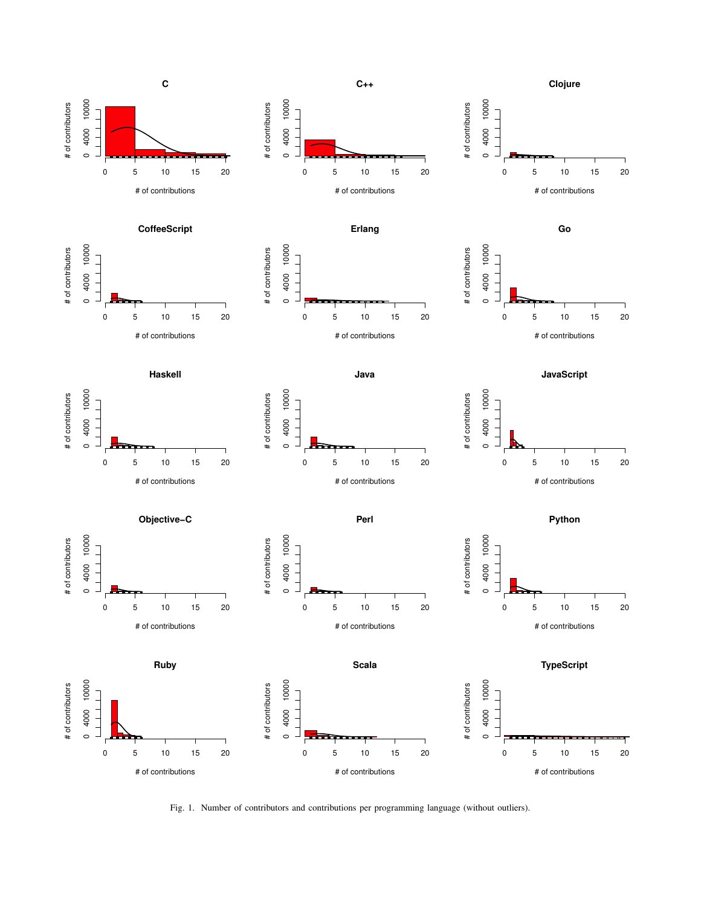Fig. 1. Number of contributors and contributions per programming language (without outliers).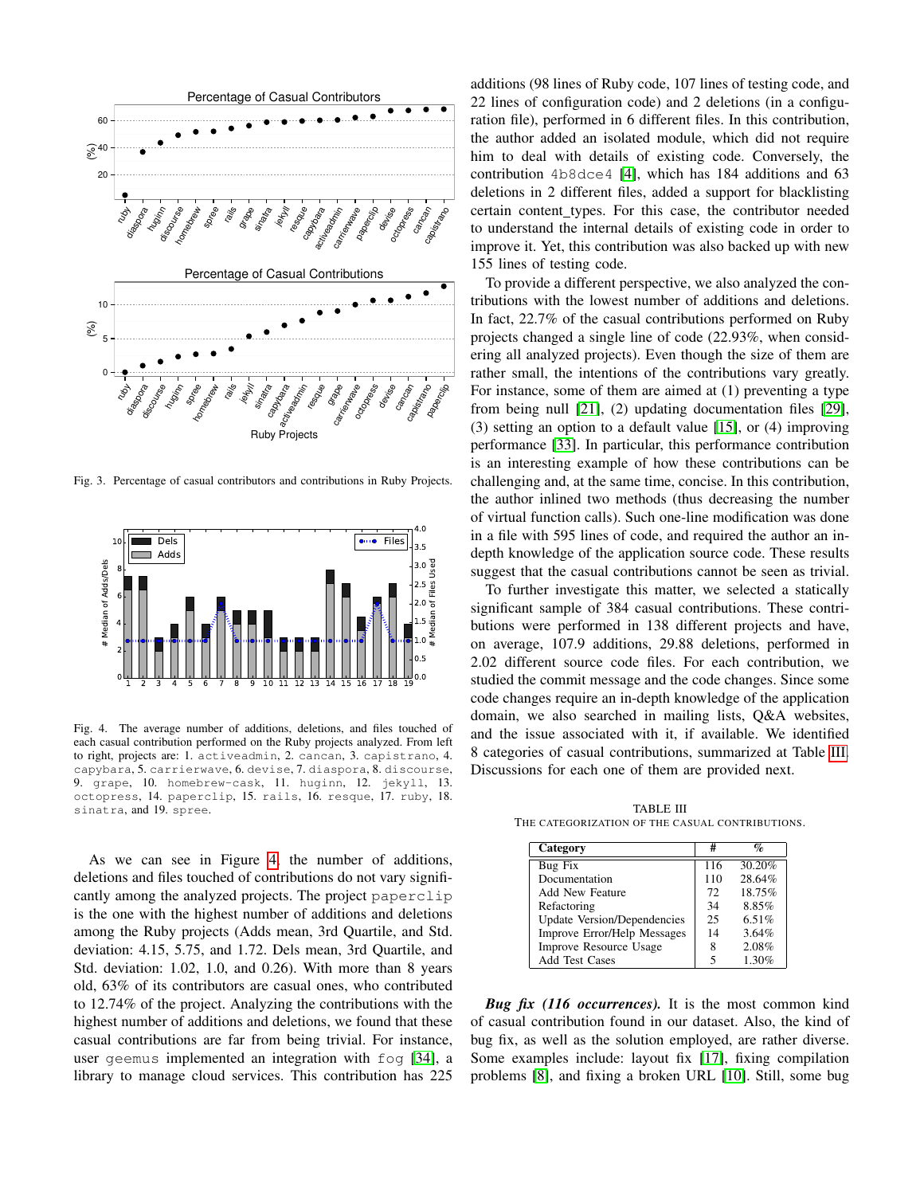Fig. 3. Percentage of casual contributors and contributions in Ruby Projects.

Fig. 4. The average number of additions, deletions, and files touched of each casual contribution performed on the Ruby projects analyzed. From left to right, projects are: 1. `activeadmin`, 2. `cancan`, 3. `capistrano`, 4. `capybara`, 5. `carrierwave`, 6. `devise`, 7. `diaspora`, 8. `discourse`, 9. `grape`, 10. `homebrew-cask`, 11. `huginn`, 12. `jekyll`, 13. `octopress`, 14. `paperclip`, 15. `rails`, 16. `resque`, 17. `ruby`, 18. `sinatra`, and 19. `spree`.

As we can see in Figure 4, the number of additions, deletions and files touched of contributions do not vary significantly among the analyzed projects. The project `paperclip` is the one with the highest number of additions and deletions among the Ruby projects (Adds mean, 3rd Quartile, and Std. deviation: 4.15, 5.75, and 1.72. Dels mean, 3rd Quartile, and Std. deviation: 1.02, 1.0, and 0.26). With more than 8 years old, 63% of its contributors are casual ones, who contributed to 12.74% of the project. Analyzing the contributions with the highest number of additions and deletions, we found that these casual contributions are far from being trivial. For instance, user `geemus` implemented an integration with `fog` [34], a library to manage cloud services. This contribution has 225 additions (98 lines of Ruby code, 107 lines of testing code, and 22 lines of configuration code) and 2 deletions (in a configuration file), performed in 6 different files. In this contribution, the author added an isolated module, which did not require him to deal with details of existing code. Conversely, the contribution `4b8dce4` [4], which has 184 additions and 63 deletions in 2 different files, added a support for blacklisting certain content_types. For this case, the contributor needed to understand the internal details of existing code in order to improve it. Yet, this contribution was also backed up with new 155 lines of testing code.

To provide a different perspective, we also analyzed the contributions with the lowest number of additions and deletions. In fact, 22.7% of the casual contributions performed on Ruby projects changed a single line of code (22.93%, when considering all analyzed projects). Even though the size of them are rather small, the intentions of the contributions vary greatly. For instance, some of them are aimed at (1) preventing a type from being null [21], (2) updating documentation files [29], (3) setting an option to a default value [15], or (4) improving performance [33]. In particular, this performance contribution is an interesting example of how these contributions can be challenging and, at the same time, concise. In this contribution, the author inlined two methods (thus decreasing the number of virtual function calls). Such one-line modification was done in a file with 595 lines of code, and required the author an in-depth knowledge of the application source code. These results suggest that the casual contributions cannot be seen as trivial.

To further investigate this matter, we selected a statically significant sample of 384 casual contributions. These contributions were performed in 138 different projects and have, on average, 107.9 additions, 29.88 deletions, performed in 2.02 different source code files. For each contribution, we studied the commit message and the code changes. Since some code changes require an in-depth knowledge of the application domain, we also searched in mailing lists, Q&A websites, and the issue associated with it, if available. We identified 8 categories of casual contributions, summarized at Table III. Discussions for each one of them are provided next.

TABLE III
THE CATEGORIZATION OF THE CASUAL CONTRIBUTIONS.

| Category | # | % |
|---|---|---|
| Bug Fix | 116 | 30.20% |
| Documentation | 110 | 28.64% |
| Add New Feature | 72 | 18.75% |
| Refactoring | 34 | 8.85% |
| Update Version/Dependencies | 25 | 6.51% |
| Improve Error/Help Messages | 14 | 3.64% |
| Improve Resource Usage | 8 | 2.08% |
| Add Test Cases | 5 | 1.30% |

***Bug fix (116 occurrences).*** It is the most common kind of casual contribution found in our dataset. Also, the kind of bug fix, as well as the solution employed, are rather diverse. Some examples include: layout fix [17], fixing compilation problems [8], and fixing a broken URL [10]. Still, some bug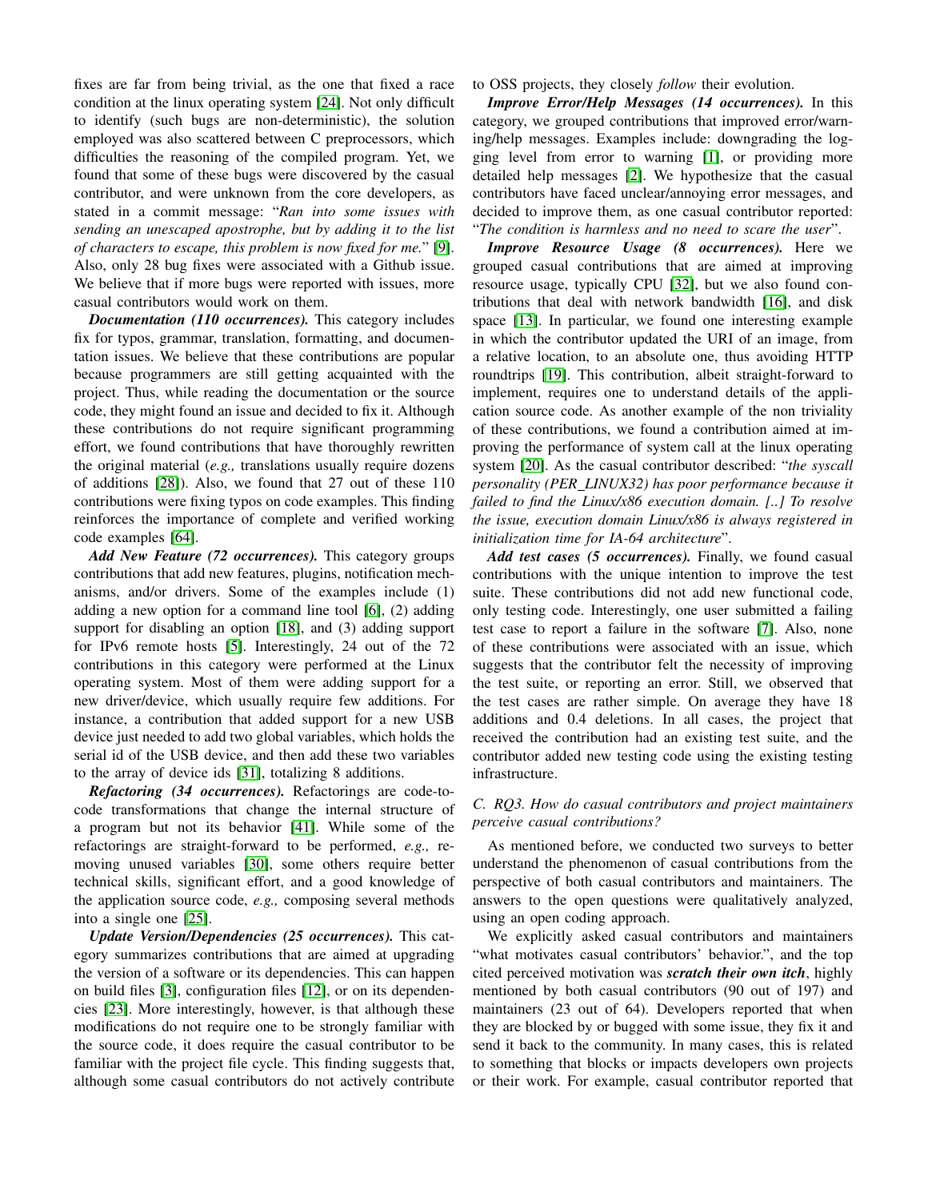fixes are far from being trivial, as the one that fixed a race condition at the linux operating system [24]. Not only difficult to identify (such bugs are non-deterministic), the solution employed was also scattered between C preprocessors, which difficulties the reasoning of the compiled program. Yet, we found that some of these bugs were discovered by the casual contributor, and were unknown from the core developers, as stated in a commit message: "*Ran into some issues with sending an unescaped apostrophe, but by adding it to the list of characters to escape, this problem is now fixed for me.*" [9]. Also, only 28 bug fixes were associated with a Github issue. We believe that if more bugs were reported with issues, more casual contributors would work on them.

***Documentation (110 occurrences).*** This category includes fix for typos, grammar, translation, formatting, and documentation issues. We believe that these contributions are popular because programmers are still getting acquainted with the project. Thus, while reading the documentation or the source code, they might found an issue and decided to fix it. Although these contributions do not require significant programming effort, we found contributions that have thoroughly rewritten the original material (*e.g.,* translations usually require dozens of additions [28]). Also, we found that 27 out of these 110 contributions were fixing typos on code examples. This finding reinforces the importance of complete and verified working code examples [64].

***Add New Feature (72 occurrences).*** This category groups contributions that add new features, plugins, notification mechanisms, and/or drivers. Some of the examples include (1) adding a new option for a command line tool [6], (2) adding support for disabling an option [18], and (3) adding support for IPv6 remote hosts [5]. Interestingly, 24 out of the 72 contributions in this category were performed at the Linux operating system. Most of them were adding support for a new driver/device, which usually require few additions. For instance, a contribution that added support for a new USB device just needed to add two global variables, which holds the serial id of the USB device, and then add these two variables to the array of device ids [31], totalizing 8 additions.

***Refactoring (34 occurrences).*** Refactorings are code-to-code transformations that change the internal structure of a program but not its behavior [41]. While some of the refactorings are straight-forward to be performed, *e.g.,* removing unused variables [30], some others require better technical skills, significant effort, and a good knowledge of the application source code, *e.g.,* composing several methods into a single one [25].

***Update Version/Dependencies (25 occurrences).*** This category summarizes contributions that are aimed at upgrading the version of a software or its dependencies. This can happen on build files [3], configuration files [12], or on its dependencies [23]. More interestingly, however, is that although these modifications do not require one to be strongly familiar with the source code, it does require the casual contributor to be familiar with the project file cycle. This finding suggests that, although some casual contributors do not actively contribute to OSS projects, they closely *follow* their evolution.

***Improve Error/Help Messages (14 occurrences).*** In this category, we grouped contributions that improved error/warning/help messages. Examples include: downgrading the logging level from error to warning [1], or providing more detailed help messages [2]. We hypothesize that the casual contributors have faced unclear/annoying error messages, and decided to improve them, as one casual contributor reported: "*The condition is harmless and no need to scare the user*".

***Improve Resource Usage (8 occurrences).*** Here we grouped casual contributions that are aimed at improving resource usage, typically CPU [32], but we also found contributions that deal with network bandwidth [16], and disk space [13]. In particular, we found one interesting example in which the contributor updated the URI of an image, from a relative location, to an absolute one, thus avoiding HTTP roundtrips [19]. This contribution, albeit straight-forward to implement, requires one to understand details of the application source code. As another example of the non triviality of these contributions, we found a contribution aimed at improving the performance of system call at the linux operating system [20]. As the casual contributor described: "*the syscall personality (PER_LINUX32) has poor performance because it failed to find the Linux/x86 execution domain. [..] To resolve the issue, execution domain Linux/x86 is always registered in initialization time for IA-64 architecture*".

***Add test cases (5 occurrences).*** Finally, we found casual contributions with the unique intention to improve the test suite. These contributions did not add new functional code, only testing code. Interestingly, one user submitted a failing test case to report a failure in the software [7]. Also, none of these contributions were associated with an issue, which suggests that the contributor felt the necessity of improving the test suite, or reporting an error. Still, we observed that the test cases are rather simple. On average they have 18 additions and 0.4 deletions. In all cases, the project that received the contribution had an existing test suite, and the contributor added new testing code using the existing testing infrastructure.

### C. RQ3. How do casual contributors and project maintainers perceive casual contributions?

As mentioned before, we conducted two surveys to better understand the phenomenon of casual contributions from the perspective of both casual contributors and maintainers. The answers to the open questions were qualitatively analyzed, using an open coding approach.

We explicitly asked casual contributors and maintainers "what motivates casual contributors' behavior.", and the top cited perceived motivation was ***scratch their own itch***, highly mentioned by both casual contributors (90 out of 197) and maintainers (23 out of 64). Developers reported that when they are blocked by or bugged with some issue, they fix it and send it back to the community. In many cases, this is related to something that blocks or impacts developers own projects or their work. For example, casual contributor reported that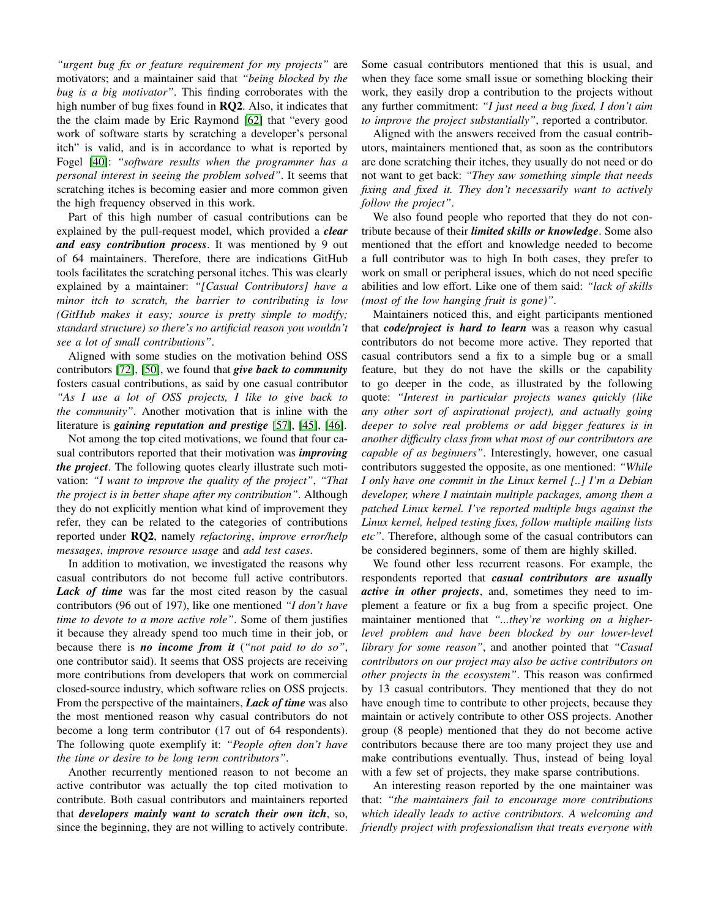*"urgent bug fix or feature requirement for my projects"* are motivators; and a maintainer said that *"being blocked by the bug is a big motivator"*. This finding corroborates with the high number of bug fixes found in **RQ2**. Also, it indicates that the the claim made by Eric Raymond [62] that "every good work of software starts by scratching a developer's personal itch" is valid, and is in accordance to what is reported by Fogel [40]: *"software results when the programmer has a personal interest in seeing the problem solved"*. It seems that scratching itches is becoming easier and more common given the high frequency observed in this work.

Part of this high number of casual contributions can be explained by the pull-request model, which provided a ***clear and easy contribution process***. It was mentioned by 9 out of 64 maintainers. Therefore, there are indications GitHub tools facilitates the scratching personal itches. This was clearly explained by a maintainer: *"[Casual Contributors] have a minor itch to scratch, the barrier to contributing is low (GitHub makes it easy; source is pretty simple to modify; standard structure) so there's no artificial reason you wouldn't see a lot of small contributions"*.

Aligned with some studies on the motivation behind OSS contributors [72], [50], we found that ***give back to community*** fosters casual contributions, as said by one casual contributor *"As I use a lot of OSS projects, I like to give back to the community"*. Another motivation that is inline with the literature is ***gaining reputation and prestige*** [57], [45], [46].

Not among the top cited motivations, we found that four casual contributors reported that their motivation was ***improving the project***. The following quotes clearly illustrate such motivation: *"I want to improve the quality of the project"*, *"That the project is in better shape after my contribution"*. Although they do not explicitly mention what kind of improvement they refer, they can be related to the categories of contributions reported under **RQ2**, namely *refactoring*, *improve error/help messages*, *improve resource usage* and *add test cases*.

In addition to motivation, we investigated the reasons why casual contributors do not become full active contributors. ***Lack of time*** was far the most cited reason by the casual contributors (96 out of 197), like one mentioned *"I don't have time to devote to a more active role"*. Some of them justifies it because they already spend too much time in their job, or because there is ***no income from it*** (*"not paid to do so"*, one contributor said). It seems that OSS projects are receiving more contributions from developers that work on commercial closed-source industry, which software relies on OSS projects. From the perspective of the maintainers, ***Lack of time*** was also the most mentioned reason why casual contributors do not become a long term contributor (17 out of 64 respondents). The following quote exemplify it: *"People often don't have the time or desire to be long term contributors"*.

Another recurrently mentioned reason to not become an active contributor was actually the top cited motivation to contribute. Both casual contributors and maintainers reported that ***developers mainly want to scratch their own itch***, so, since the beginning, they are not willing to actively contribute. Some casual contributors mentioned that this is usual, and when they face some small issue or something blocking their work, they easily drop a contribution to the projects without any further commitment: *"I just need a bug fixed, I don't aim to improve the project substantially"*, reported a contributor.

Aligned with the answers received from the casual contributors, maintainers mentioned that, as soon as the contributors are done scratching their itches, they usually do not need or do not want to get back: *"They saw something simple that needs fixing and fixed it. They don't necessarily want to actively follow the project"*.

We also found people who reported that they do not contribute because of their ***limited skills or knowledge***. Some also mentioned that the effort and knowledge needed to become a full contributor was to high In both cases, they prefer to work on small or peripheral issues, which do not need specific abilities and low effort. Like one of them said: *"lack of skills (most of the low hanging fruit is gone)"*.

Maintainers noticed this, and eight participants mentioned that ***code/project is hard to learn*** was a reason why casual contributors do not become more active. They reported that casual contributors send a fix to a simple bug or a small feature, but they do not have the skills or the capability to go deeper in the code, as illustrated by the following quote: *"Interest in particular projects wanes quickly (like any other sort of aspirational project), and actually going deeper to solve real problems or add bigger features is in another difficulty class from what most of our contributors are capable of as beginners"*. Interestingly, however, one casual contributors suggested the opposite, as one mentioned: *"While I only have one commit in the Linux kernel [..] I'm a Debian developer, where I maintain multiple packages, among them a patched Linux kernel. I've reported multiple bugs against the Linux kernel, helped testing fixes, follow multiple mailing lists etc"*. Therefore, although some of the casual contributors can be considered beginners, some of them are highly skilled.

We found other less recurrent reasons. For example, the respondents reported that ***casual contributors are usually active in other projects***, and, sometimes they need to implement a feature or fix a bug from a specific project. One maintainer mentioned that *"...they're working on a higher-level problem and have been blocked by our lower-level library for some reason"*, and another pointed that *"Casual contributors on our project may also be active contributors on other projects in the ecosystem"*. This reason was confirmed by 13 casual contributors. They mentioned that they do not have enough time to contribute to other projects, because they maintain or actively contribute to other OSS projects. Another group (8 people) mentioned that they do not become active contributors because there are too many project they use and make contributions eventually. Thus, instead of being loyal with a few set of projects, they make sparse contributions.

An interesting reason reported by the one maintainer was that: *"the maintainers fail to encourage more contributions which ideally leads to active contributors. A welcoming and friendly project with professionalism that treats everyone with*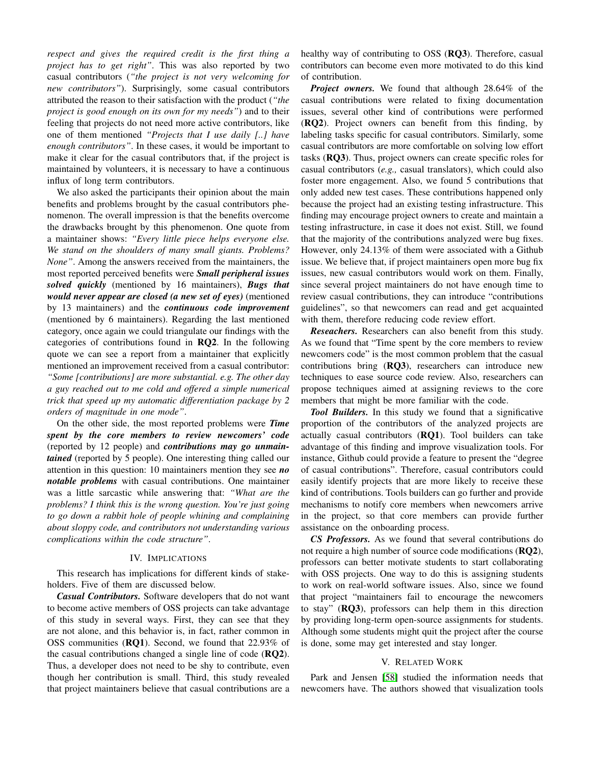*respect and gives the required credit is the first thing a project has to get right"*. This was also reported by two casual contributors (*"the project is not very welcoming for new contributors"*). Surprisingly, some casual contributors attributed the reason to their satisfaction with the product (*"the project is good enough on its own for my needs"*) and to their feeling that projects do not need more active contributors, like one of them mentioned *"Projects that I use daily [..] have enough contributors"*. In these cases, it would be important to make it clear for the casual contributors that, if the project is maintained by volunteers, it is necessary to have a continuous influx of long term contributors.

We also asked the participants their opinion about the main benefits and problems brought by the casual contributors phenomenon. The overall impression is that the benefits overcome the drawbacks brought by this phenomenon. One quote from a maintainer shows: *"Every little piece helps everyone else. We stand on the shoulders of many small giants. Problems? None"*. Among the answers received from the maintainers, the most reported perceived benefits were ***Small peripheral issues solved quickly*** (mentioned by 16 maintainers), ***Bugs that would never appear are closed (a new set of eyes)*** (mentioned by 13 maintainers) and the ***continuous code improvement*** (mentioned by 6 maintainers). Regarding the last mentioned category, once again we could triangulate our findings with the categories of contributions found in **RQ2**. In the following quote we can see a report from a maintainer that explicitly mentioned an improvement received from a casual contributor: *"Some [contributions] are more substantial. e.g. The other day a guy reached out to me cold and offered a simple numerical trick that speed up my automatic differentiation package by 2 orders of magnitude in one mode"*.

On the other side, the most reported problems were ***Time spent by the core members to review newcomers' code*** (reported by 12 people) and ***contributions may go unmaintained*** (reported by 5 people). One interesting thing called our attention in this question: 10 maintainers mention they see ***no notable problems*** with casual contributions. One maintainer was a little sarcastic while answering that: *"What are the problems? I think this is the wrong question. You're just going to go down a rabbit hole of people whining and complaining about sloppy code, and contributors not understanding various complications within the code structure"*.

## IV. Implications

This research has implications for different kinds of stakeholders. Five of them are discussed below.

***Casual Contributors.*** Software developers that do not want to become active members of OSS projects can take advantage of this study in several ways. First, they can see that they are not alone, and this behavior is, in fact, rather common in OSS communities (**RQ1**). Second, we found that 22.93% of the casual contributions changed a single line of code (**RQ2**). Thus, a developer does not need to be shy to contribute, even though her contribution is small. Third, this study revealed that project maintainers believe that casual contributions are a healthy way of contributing to OSS (**RQ3**). Therefore, casual contributors can become even more motivated to do this kind of contribution.

***Project owners.*** We found that although 28.64% of the casual contributions were related to fixing documentation issues, several other kind of contributions were performed (**RQ2**). Project owners can benefit from this finding, by labeling tasks specific for casual contributors. Similarly, some casual contributors are more comfortable on solving low effort tasks (**RQ3**). Thus, project owners can create specific roles for casual contributors (*e.g.,* casual translators), which could also foster more engagement. Also, we found 5 contributions that only added new test cases. These contributions happened only because the project had an existing testing infrastructure. This finding may encourage project owners to create and maintain a testing infrastructure, in case it does not exist. Still, we found that the majority of the contributions analyzed were bug fixes. However, only 24.13% of them were associated with a Github issue. We believe that, if project maintainers open more bug fix issues, new casual contributors would work on them. Finally, since several project maintainers do not have enough time to review casual contributions, they can introduce "contributions guidelines", so that newcomers can read and get acquainted with them, therefore reducing code review effort.

***Reseachers.*** Researchers can also benefit from this study. As we found that "Time spent by the core members to review newcomers code" is the most common problem that the casual contributions bring (**RQ3**), researchers can introduce new techniques to ease source code review. Also, researchers can propose techniques aimed at assigning reviews to the core members that might be more familiar with the code.

***Tool Builders.*** In this study we found that a significative proportion of the contributors of the analyzed projects are actually casual contributors (**RQ1**). Tool builders can take advantage of this finding and improve visualization tools. For instance, Github could provide a feature to present the "degree of casual contributions". Therefore, casual contributors could easily identify projects that are more likely to receive these kind of contributions. Tools builders can go further and provide mechanisms to notify core members when newcomers arrive in the project, so that core members can provide further assistance on the onboarding process.

***CS Professors.*** As we found that several contributions do not require a high number of source code modifications (**RQ2**), professors can better motivate students to start collaborating with OSS projects. One way to do this is assigning students to work on real-world software issues. Also, since we found that project "maintainers fail to encourage the newcomers to stay" (**RQ3**), professors can help them in this direction by providing long-term open-source assignments for students. Although some students might quit the project after the course is done, some may get interested and stay longer.

## V. Related Work

Park and Jensen [58] studied the information needs that newcomers have. The authors showed that visualization tools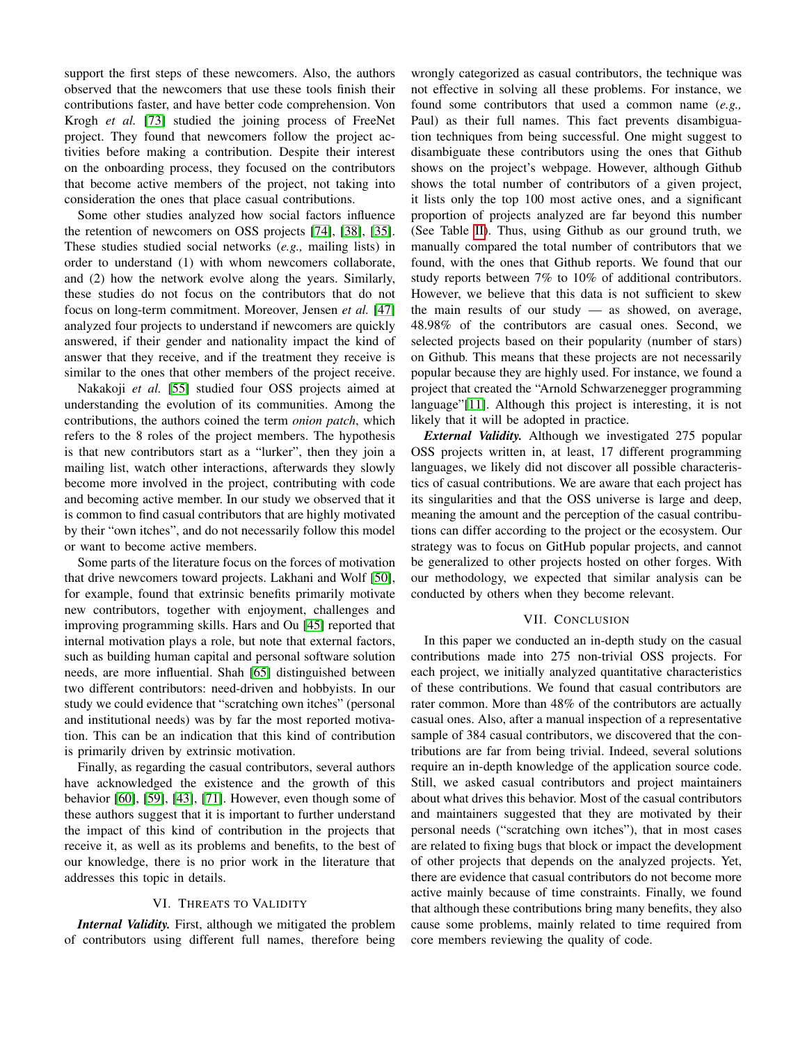support the first steps of these newcomers. Also, the authors observed that the newcomers that use these tools finish their contributions faster, and have better code comprehension. Von Krogh *et al.* [73] studied the joining process of FreeNet project. They found that newcomers follow the project activities before making a contribution. Despite their interest on the onboarding process, they focused on the contributors that become active members of the project, not taking into consideration the ones that place casual contributions.

Some other studies analyzed how social factors influence the retention of newcomers on OSS projects [74], [38], [35]. These studies studied social networks (*e.g.,* mailing lists) in order to understand (1) with whom newcomers collaborate, and (2) how the network evolve along the years. Similarly, these studies do not focus on the contributors that do not focus on long-term commitment. Moreover, Jensen *et al.* [47] analyzed four projects to understand if newcomers are quickly answered, if their gender and nationality impact the kind of answer that they receive, and if the treatment they receive is similar to the ones that other members of the project receive.

Nakakoji *et al.* [55] studied four OSS projects aimed at understanding the evolution of its communities. Among the contributions, the authors coined the term *onion patch*, which refers to the 8 roles of the project members. The hypothesis is that new contributors start as a "lurker", then they join a mailing list, watch other interactions, afterwards they slowly become more involved in the project, contributing with code and becoming active member. In our study we observed that it is common to find casual contributors that are highly motivated by their "own itches", and do not necessarily follow this model or want to become active members.

Some parts of the literature focus on the forces of motivation that drive newcomers toward projects. Lakhani and Wolf [50], for example, found that extrinsic benefits primarily motivate new contributors, together with enjoyment, challenges and improving programming skills. Hars and Ou [45] reported that internal motivation plays a role, but note that external factors, such as building human capital and personal software solution needs, are more influential. Shah [65] distinguished between two different contributors: need-driven and hobbyists. In our study we could evidence that "scratching own itches" (personal and institutional needs) was by far the most reported motivation. This can be an indication that this kind of contribution is primarily driven by extrinsic motivation.

Finally, as regarding the casual contributors, several authors have acknowledged the existence and the growth of this behavior [60], [59], [43], [71]. However, even though some of these authors suggest that it is important to further understand the impact of this kind of contribution in the projects that receive it, as well as its problems and benefits, to the best of our knowledge, there is no prior work in the literature that addresses this topic in details.

## VI. Threats to Validity

***Internal Validity.*** First, although we mitigated the problem of contributors using different full names, therefore being wrongly categorized as casual contributors, the technique was not effective in solving all these problems. For instance, we found some contributors that used a common name (*e.g.,* Paul) as their full names. This fact prevents disambiguation techniques from being successful. One might suggest to disambiguate these contributors using the ones that Github shows on the project's webpage. However, although Github shows the total number of contributors of a given project, it lists only the top 100 most active ones, and a significant proportion of projects analyzed are far beyond this number (See Table II). Thus, using Github as our ground truth, we manually compared the total number of contributors that we found, with the ones that Github reports. We found that our study reports between 7% to 10% of additional contributors. However, we believe that this data is not sufficient to skew the main results of our study — as showed, on average, 48.98% of the contributors are casual ones. Second, we selected projects based on their popularity (number of stars) on Github. This means that these projects are not necessarily popular because they are highly used. For instance, we found a project that created the "Arnold Schwarzenegger programming language"[11]. Although this project is interesting, it is not likely that it will be adopted in practice.

***External Validity.*** Although we investigated 275 popular OSS projects written in, at least, 17 different programming languages, we likely did not discover all possible characteristics of casual contributions. We are aware that each project has its singularities and that the OSS universe is large and deep, meaning the amount and the perception of the casual contributions can differ according to the project or the ecosystem. Our strategy was to focus on GitHub popular projects, and cannot be generalized to other projects hosted on other forges. With our methodology, we expected that similar analysis can be conducted by others when they become relevant.

## VII. Conclusion

In this paper we conducted an in-depth study on the casual contributions made into 275 non-trivial OSS projects. For each project, we initially analyzed quantitative characteristics of these contributions. We found that casual contributors are rater common. More than 48% of the contributors are actually casual ones. Also, after a manual inspection of a representative sample of 384 casual contributors, we discovered that the contributions are far from being trivial. Indeed, several solutions require an in-depth knowledge of the application source code. Still, we asked casual contributors and project maintainers about what drives this behavior. Most of the casual contributors and maintainers suggested that they are motivated by their personal needs ("scratching own itches"), that in most cases are related to fixing bugs that block or impact the development of other projects that depends on the analyzed projects. Yet, there are evidence that casual contributors do not become more active mainly because of time constraints. Finally, we found that although these contributions bring many benefits, they also cause some problems, mainly related to time required from core members reviewing the quality of code.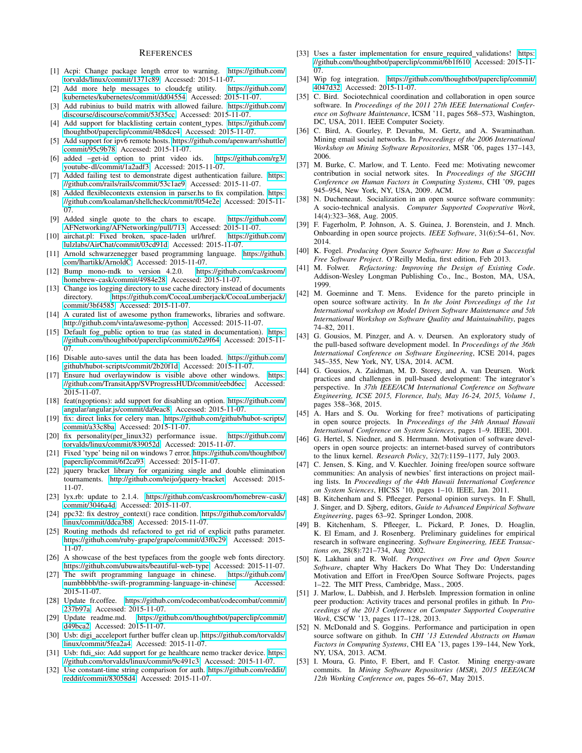# REFERENCES

[1] Acpi: Change package length error to warning. https://github.com/torvalds/linux/commit/1371c89. Accessed: 2015-11-07.

[2] Add more help messages to cloudcfg utility. https://github.com/kubernetes/kubernetes/commit/dd04554. Accessed: 2015-11-07.

[3] Add rubinius to build matrix with allowed failure. https://github.com/discourse/discourse/commit/53f35cc. Accessed: 2015-11-07.

[4] Add support for blacklisting certain content_types. https://github.com/thoughtbot/paperclip/commit/4b8dce4. Accessed: 2015-11-07.

[5] Add support for ipv6 remote hosts. https://github.com/apenwarr/sshuttle/commit/95c9b78. Accessed: 2015-11-07.

[6] added –get-id option to print video ids. https://github.com/rg3/youtube-dl/commit/1a2adf3. Accessed: 2015-11-07.

[7] Added failing test to demonstrate digest authentication failure. https://github.com/rails/rails/commit/53c1ae9. Accessed: 2015-11-07.

[8] Added flexiblecontexts extension in parser.hs to fix compilation. https://github.com/koalaman/shellcheck/commit/f054e2e. Accessed: 2015-11-07.

[9] Added single quote to the chars to escape. https://github.com/AFNetworking/AFNetworking/pull/713. Accessed: 2015-11-07.

[10] airchat.pl: Fixed broken, space-laden url/href. https://github.com/lulzlabs/AirChat/commit/03cd91d. Accessed: 2015-11-07.

[11] Arnold schwarzenegger based programming language. https://github.com/lhartikk/ArnoldC. Accessed: 2015-11-07.

[12] Bump mono-mdk to version 4.2.0. https://github.com/caskroom/homebrew-cask/commit/4984e28. Accessed: 2015-11-07.

[13] Change ios logging directory to use cache directory instead of documents directory. https://github.com/CocoaLumberjack/CocoaLumberjack/commit/3bf4585. Accessed: 2015-11-07.

[14] A curated list of awesome python frameworks, libraries and software. http://github.com/vinta/awesome-python. Accessed: 2015-11-07.

[15] Default fog_public option to true (as stated in documentation). https://github.com/thoughtbot/paperclip/commit/62a9f64. Accessed: 2015-11-07.

[16] Disable auto-saves until the data has been loaded. https://github.com/github/hubot-scripts/commit/2b20f1d. Accessed: 2015-11-07.

[17] Ensure hud overlaywindow is visible above other windows. https://github.com/TransitApp/SVProgressHUD/commit/eebd6ec. Accessed: 2015-11-07.

[18] feat(ngoptions): add support for disabling an option. https://github.com/angular/angular.js/commit/da9eac8. Accessed: 2015-11-07.

[19] fix: direct links for celery man. https://github.com/github/hubot-scripts/commit/a33c8ba. Accessed: 2015-11-07.

[20] fix personality(per_linux32) performance issue. https://github.com/torvalds/linux/commit/839052d. Accessed: 2015-11-07.

[21] Fixed 'type' being nil on windows 7 error. https://github.com/thoughtbot/paperclip/commit/6f2ca93. Accessed: 2015-11-07.

[22] jquery bracket library for organizing single and double elimination tournaments. http://github.com/teijo/jquery-bracket. Accessed: 2015-11-07.

[23] lyx.rb: update to 2.1.4. https://github.com/caskroom/homebrew-cask/commit/3046a4d. Accessed: 2015-11-07.

[24] ppc32: fix destroy_context() race condition. https://github.com/torvalds/linux/commit/ddca3b8. Accessed: 2015-11-07.

[25] Routing methods dsl refactored to get rid of explicit paths parameter. https://github.com/ruby-grape/grape/commit/d3f0c29. Accessed: 2015-11-07.

[26] A showcase of the best typefaces from the google web fonts directory. https://github.com/ubuwaits/beautiful-web-type. Accessed: 2015-11-07.

[27] The swift programming language in chinese. https://github.com/numbbbbb/the-swift-programming-language-in-chinese. Accessed: 2015-11-07.

[28] Update fr.coffee. https://github.com/codecombat/codecombat/commit/237b97a. Accessed: 2015-11-07.

[29] Update readme.md. https://github.com/thoughtbot/paperclip/commit/d49bca2. Accessed: 2015-11-07.

[30] Usb: digi_acceleport further buffer clean up. https://github.com/torvalds/linux/commit/5fea2a4. Accessed: 2015-11-07.

[31] Usb: ftdi_sio: Add support for ge healthcare nemo tracker device. https://github.com/torvalds/linux/commit/9c491c3. Accessed: 2015-11-07.

[32] Use constant-time string comparison for auth. https://github.com/reddit/reddit/commit/83058d4. Accessed: 2015-11-07.

[33] Uses a faster implementation for ensure_required_validations! https://github.com/thoughtbot/paperclip/commit/6b1f610. Accessed: 2015-11-07.

[34] Wip fog integration. https://github.com/thoughtbot/paperclip/commit/4047d32. Accessed: 2015-11-07.

[35] C. Bird. Sociotechnical coordination and collaboration in open source software. In *Proceedings of the 2011 27th IEEE International Conference on Software Maintenance*, ICSM '11, pages 568–573, Washington, DC, USA, 2011. IEEE Computer Society.

[36] C. Bird, A. Gourley, P. Devanbu, M. Gertz, and A. Swaminathan. Mining email social networks. In *Proceedings of the 2006 International Workshop on Mining Software Repositories*, MSR '06, pages 137–143, 2006.

[37] M. Burke, C. Marlow, and T. Lento. Feed me: Motivating newcomer contribution in social network sites. In *Proceedings of the SIGCHI Conference on Human Factors in Computing Systems*, CHI '09, pages 945–954, New York, NY, USA, 2009. ACM.

[38] N. Ducheneaut. Socialization in an open source software community: A socio-technical analysis. *Computer Supported Cooperative Work*, 14(4):323–368, Aug. 2005.

[39] F. Fagerholm, P. Johnson, A. S. Guinea, J. Borenstein, and J. Mnch. Onboarding in open source projects. *IEEE Software*, 31(6):54–61, Nov. 2014.

[40] K. Fogel. *Producing Open Source Software: How to Run a Successful Free Software Project*. O'Reilly Media, first edition, Feb 2013.

[41] M. Folwer. *Refactoring: Improving the Design of Existing Code*. Addison-Wesley Longman Publishing Co., Inc., Boston, MA, USA, 1999.

[42] M. Goeminne and T. Mens. Evidence for the pareto principle in open source software activity. In *In the Joint Porceedings of the 1st International workshop on Model Driven Software Maintenance and 5th International Workshop on Software Quality and Maintainability*, pages 74–82, 2011.

[43] G. Gousios, M. Pinzger, and A. v. Deursen. An exploratory study of the pull-based software development model. In *Proceedings of the 36th International Conference on Software Engineering*, ICSE 2014, pages 345–355, New York, NY, USA, 2014. ACM.

[44] G. Gousios, A. Zaidman, M. D. Storey, and A. van Deursen. Work practices and challenges in pull-based development: The integrator's perspective. In *37th IEEE/ACM International Conference on Software Engineering, ICSE 2015, Florence, Italy, May 16-24, 2015, Volume 1*, pages 358–368, 2015.

[45] A. Hars and S. Ou. Working for free? motivations of participating in open source projects. In *Proceedings of the 34th Annual Hawaii International Conference on System Sciences*, pages 1–9. IEEE, 2001.

[46] G. Hertel, S. Niedner, and S. Herrmann. Motivation of software developers in open source projects: an internet-based survey of contributors to the linux kernel. *Research Policy*, 32(7):1159–1177, July 2003.

[47] C. Jensen, S. King, and V. Kuechler. Joining free/open source software communities: An analysis of newbies' first interactions on project mailing lists. In *Proceedings of the 44th Hawaii International Conference on System Sciences*, HICSS '10, pages 1–10. IEEE, Jan. 2011.

[48] B. Kitchenham and S. Pfleeger. Personal opinion surveys. In F. Shull, J. Singer, and D. Sjberg, editors, *Guide to Advanced Empirical Software Engineering*, pages 63–92. Springer London, 2008.

[49] B. Kitchenham, S. Pfleeger, L. Pickard, P. Jones, D. Hoaglin, K. El Emam, and J. Rosenberg. Preliminary guidelines for empirical research in software engineering. *Software Engineering, IEEE Transactions on*, 28(8):721–734, Aug 2002.

[50] K. Lakhani and R. Wolf. *Perspectives on Free and Open Source Software*, chapter Why Hackers Do What They Do: Understanding Motivation and Effort in Free/Open Source Software Projects, pages 1–22. The MIT Press, Cambridge, Mass., 2005.

[51] J. Marlow, L. Dabbish, and J. Herbsleb. Impression formation in online peer production: Activity traces and personal profiles in github. In *Proceedings of the 2013 Conference on Computer Supported Cooperative Work*, CSCW '13, pages 117–128, 2013.

[52] N. McDonald and S. Goggins. Performance and participation in open source software on github. In *CHI '13 Extended Abstracts on Human Factors in Computing Systems*, CHI EA '13, pages 139–144, New York, NY, USA, 2013. ACM.

[53] I. Moura, G. Pinto, F. Ebert, and F. Castor. Mining energy-aware commits. In *Mining Software Repositories (MSR), 2015 IEEE/ACM 12th Working Conference on*, pages 56–67, May 2015.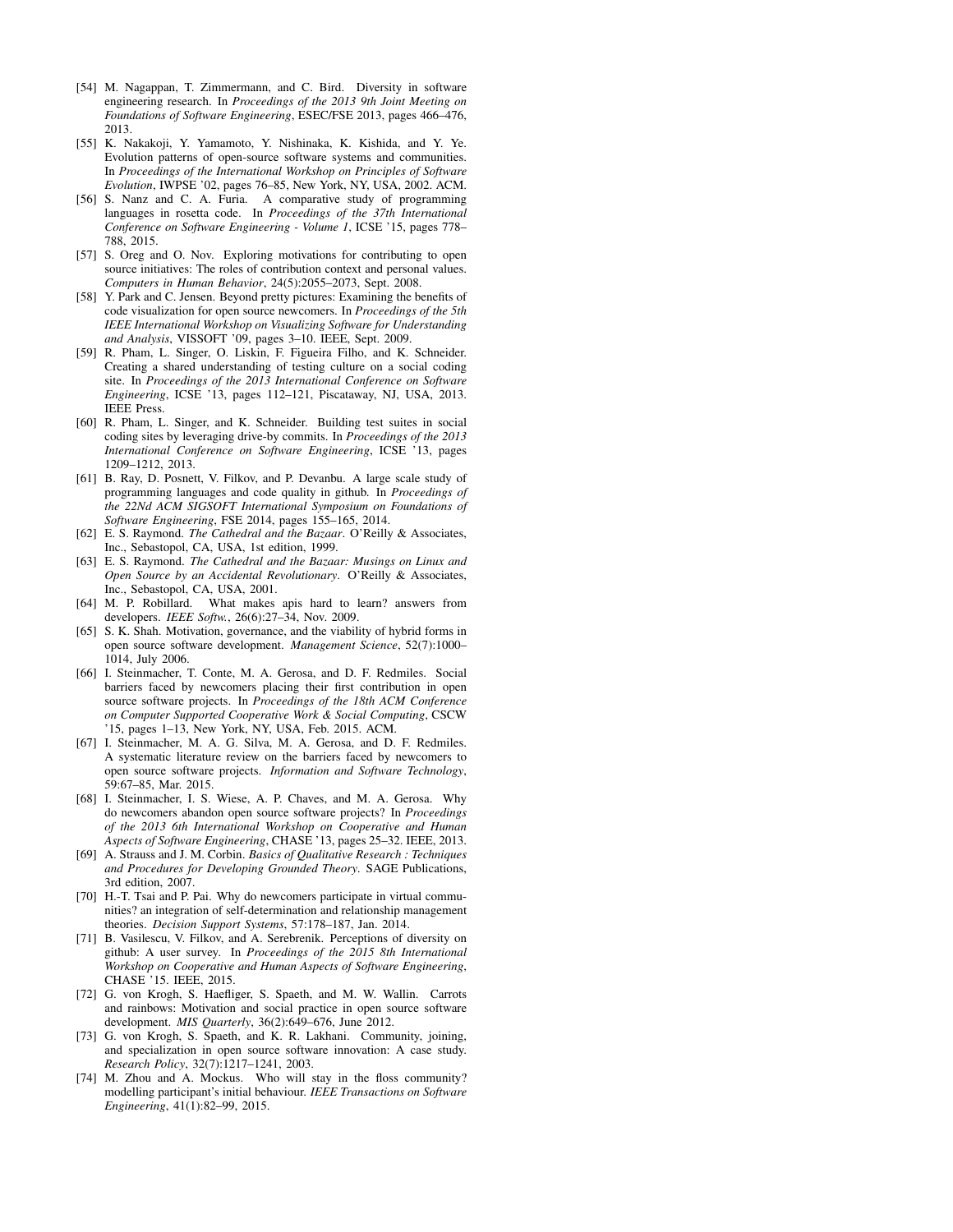[54] M. Nagappan, T. Zimmermann, and C. Bird. Diversity in software engineering research. In *Proceedings of the 2013 9th Joint Meeting on Foundations of Software Engineering*, ESEC/FSE 2013, pages 466–476, 2013.

[55] K. Nakakoji, Y. Yamamoto, Y. Nishinaka, K. Kishida, and Y. Ye. Evolution patterns of open-source software systems and communities. In *Proceedings of the International Workshop on Principles of Software Evolution*, IWPSE '02, pages 76–85, New York, NY, USA, 2002. ACM.

[56] S. Nanz and C. A. Furia. A comparative study of programming languages in rosetta code. In *Proceedings of the 37th International Conference on Software Engineering - Volume 1*, ICSE '15, pages 778–788, 2015.

[57] S. Oreg and O. Nov. Exploring motivations for contributing to open source initiatives: The roles of contribution context and personal values. *Computers in Human Behavior*, 24(5):2055–2073, Sept. 2008.

[58] Y. Park and C. Jensen. Beyond pretty pictures: Examining the benefits of code visualization for open source newcomers. In *Proceedings of the 5th IEEE International Workshop on Visualizing Software for Understanding and Analysis*, VISSOFT '09, pages 3–10. IEEE, Sept. 2009.

[59] R. Pham, L. Singer, O. Liskin, F. Figueira Filho, and K. Schneider. Creating a shared understanding of testing culture on a social coding site. In *Proceedings of the 2013 International Conference on Software Engineering*, ICSE '13, pages 112–121, Piscataway, NJ, USA, 2013. IEEE Press.

[60] R. Pham, L. Singer, and K. Schneider. Building test suites in social coding sites by leveraging drive-by commits. In *Proceedings of the 2013 International Conference on Software Engineering*, ICSE '13, pages 1209–1212, 2013.

[61] B. Ray, D. Posnett, V. Filkov, and P. Devanbu. A large scale study of programming languages and code quality in github. In *Proceedings of the 22Nd ACM SIGSOFT International Symposium on Foundations of Software Engineering*, FSE 2014, pages 155–165, 2014.

[62] E. S. Raymond. *The Cathedral and the Bazaar*. O'Reilly & Associates, Inc., Sebastopol, CA, USA, 1st edition, 1999.

[63] E. S. Raymond. *The Cathedral and the Bazaar: Musings on Linux and Open Source by an Accidental Revolutionary*. O'Reilly & Associates, Inc., Sebastopol, CA, USA, 2001.

[64] M. P. Robillard. What makes apis hard to learn? answers from developers. *IEEE Softw.*, 26(6):27–34, Nov. 2009.

[65] S. K. Shah. Motivation, governance, and the viability of hybrid forms in open source software development. *Management Science*, 52(7):1000–1014, July 2006.

[66] I. Steinmacher, T. Conte, M. A. Gerosa, and D. F. Redmiles. Social barriers faced by newcomers placing their first contribution in open source software projects. In *Proceedings of the 18th ACM Conference on Computer Supported Cooperative Work & Social Computing*, CSCW '15, pages 1–13, New York, NY, USA, Feb. 2015. ACM.

[67] I. Steinmacher, M. A. G. Silva, M. A. Gerosa, and D. F. Redmiles. A systematic literature review on the barriers faced by newcomers to open source software projects. *Information and Software Technology*, 59:67–85, Mar. 2015.

[68] I. Steinmacher, I. S. Wiese, A. P. Chaves, and M. A. Gerosa. Why do newcomers abandon open source software projects? In *Proceedings of the 2013 6th International Workshop on Cooperative and Human Aspects of Software Engineering*, CHASE '13, pages 25–32. IEEE, 2013.

[69] A. Strauss and J. M. Corbin. *Basics of Qualitative Research : Techniques and Procedures for Developing Grounded Theory*. SAGE Publications, 3rd edition, 2007.

[70] H.-T. Tsai and P. Pai. Why do newcomers participate in virtual communities? an integration of self-determination and relationship management theories. *Decision Support Systems*, 57:178–187, Jan. 2014.

[71] B. Vasilescu, V. Filkov, and A. Serebrenik. Perceptions of diversity on github: A user survey. In *Proceedings of the 2015 8th International Workshop on Cooperative and Human Aspects of Software Engineering*, CHASE '15. IEEE, 2015.

[72] G. von Krogh, S. Haefliger, S. Spaeth, and M. W. Wallin. Carrots and rainbows: Motivation and social practice in open source software development. *MIS Quarterly*, 36(2):649–676, June 2012.

[73] G. von Krogh, S. Spaeth, and K. R. Lakhani. Community, joining, and specialization in open source software innovation: A case study. *Research Policy*, 32(7):1217–1241, 2003.

[74] M. Zhou and A. Mockus. Who will stay in the floss community? modelling participant's initial behaviour. *IEEE Transactions on Software Engineering*, 41(1):82–99, 2015.